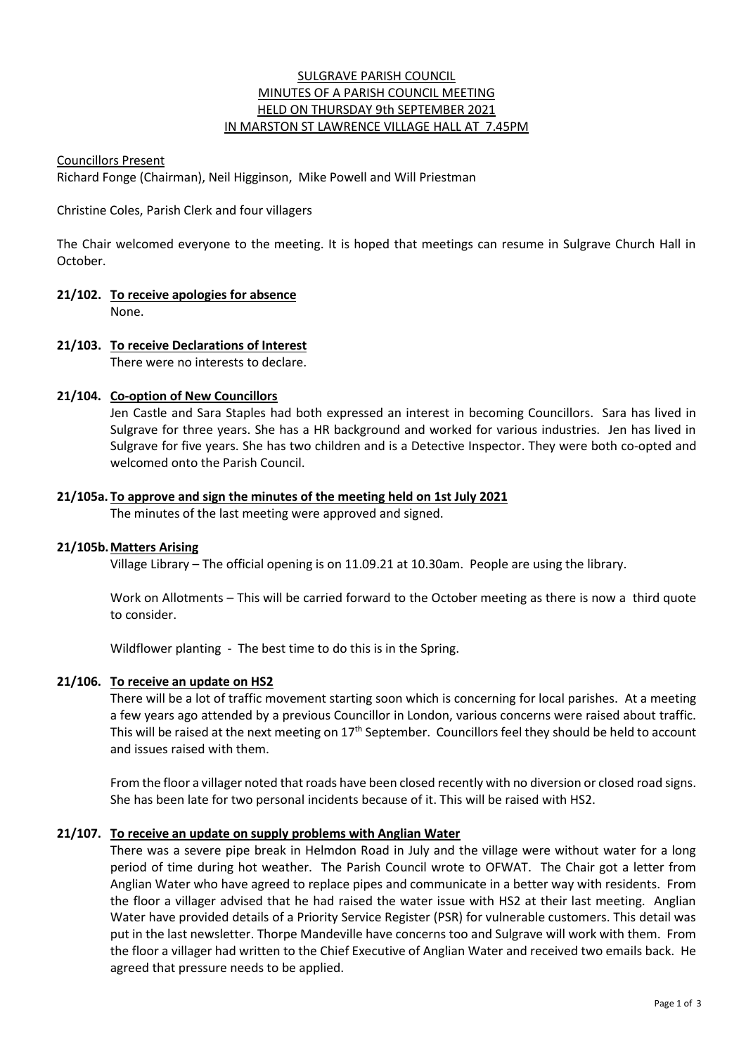# SULGRAVE PARISH COUNCIL
# MINUTES OF A PARISH COUNCIL MEETING
# HELD ON THURSDAY 9th SEPTEMBER 2021
# IN MARSTON ST LAWRENCE VILLAGE HALL AT 7.45PM

Councillors Present

Richard Fonge (Chairman), Neil Higginson, Mike Powell and Will Priestman

Christine Coles, Parish Clerk and four villagers

The Chair welcomed everyone to the meeting. It is hoped that meetings can resume in Sulgrave Church Hall in October.

**21/102. To receive apologies for absence**

None.

**21/103. To receive Declarations of Interest**

There were no interests to declare.

**21/104. Co-option of New Councillors**

Jen Castle and Sara Staples had both expressed an interest in becoming Councillors. Sara has lived in Sulgrave for three years. She has a HR background and worked for various industries. Jen has lived in Sulgrave for five years. She has two children and is a Detective Inspector. They were both co-opted and welcomed onto the Parish Council.

**21/105a. To approve and sign the minutes of the meeting held on 1st July 2021**

The minutes of the last meeting were approved and signed.

**21/105b. Matters Arising**

Village Library – The official opening is on 11.09.21 at 10.30am. People are using the library.

Work on Allotments – This will be carried forward to the October meeting as there is now a third quote to consider.

Wildflower planting - The best time to do this is in the Spring.

**21/106. To receive an update on HS2**

There will be a lot of traffic movement starting soon which is concerning for local parishes. At a meeting a few years ago attended by a previous Councillor in London, various concerns were raised about traffic. This will be raised at the next meeting on 17th September. Councillors feel they should be held to account and issues raised with them.

From the floor a villager noted that roads have been closed recently with no diversion or closed road signs. She has been late for two personal incidents because of it. This will be raised with HS2.

**21/107. To receive an update on supply problems with Anglian Water**

There was a severe pipe break in Helmdon Road in July and the village were without water for a long period of time during hot weather. The Parish Council wrote to OFWAT. The Chair got a letter from Anglian Water who have agreed to replace pipes and communicate in a better way with residents. From the floor a villager advised that he had raised the water issue with HS2 at their last meeting. Anglian Water have provided details of a Priority Service Register (PSR) for vulnerable customers. This detail was put in the last newsletter. Thorpe Mandeville have concerns too and Sulgrave will work with them. From the floor a villager had written to the Chief Executive of Anglian Water and received two emails back. He agreed that pressure needs to be applied.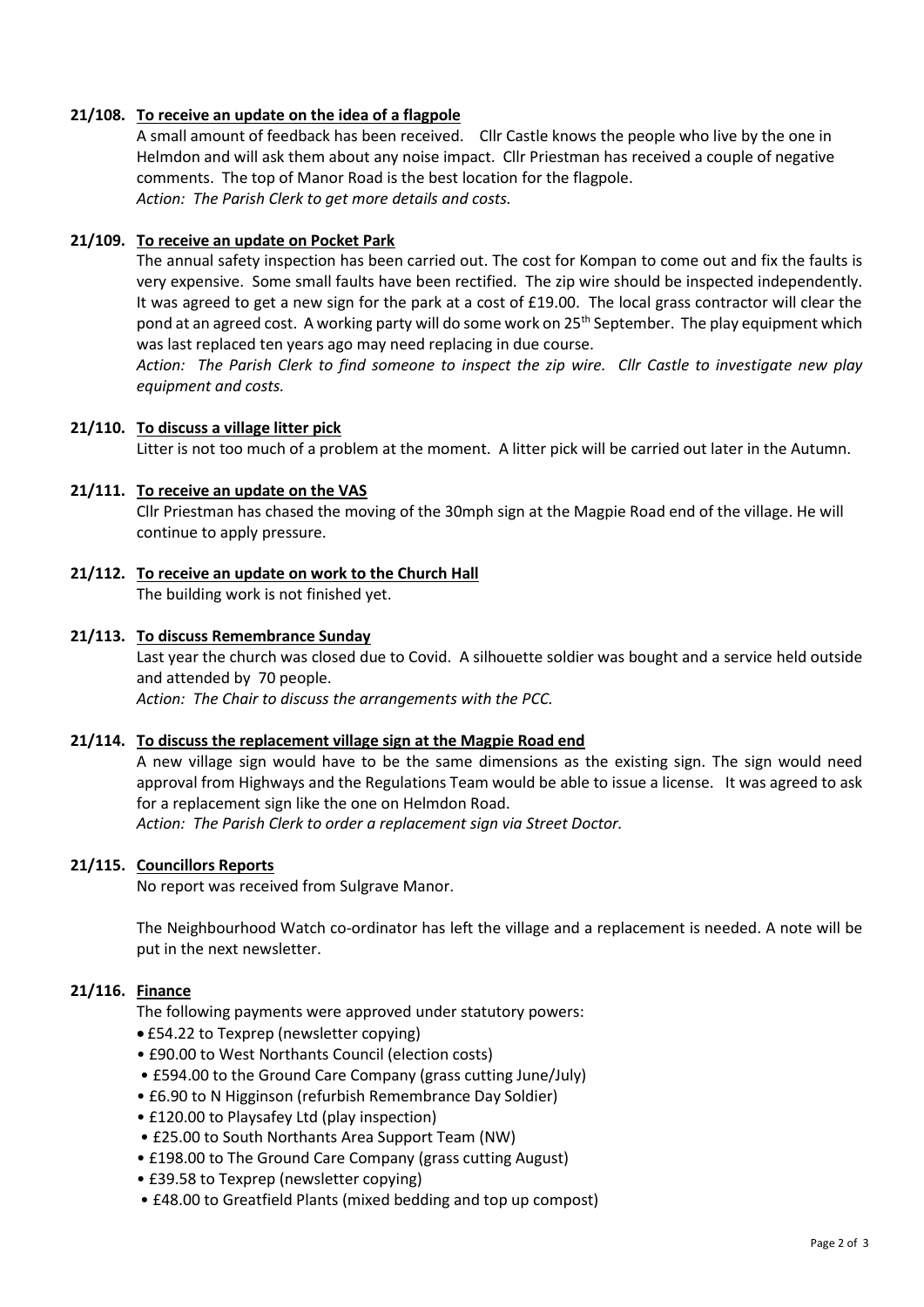**21/108. To receive an update on the idea of a flagpole**

A small amount of feedback has been received. Cllr Castle knows the people who live by the one in Helmdon and will ask them about any noise impact. Cllr Priestman has received a couple of negative comments. The top of Manor Road is the best location for the flagpole.

*Action: The Parish Clerk to get more details and costs.*

**21/109. To receive an update on Pocket Park**

The annual safety inspection has been carried out. The cost for Kompan to come out and fix the faults is very expensive. Some small faults have been rectified. The zip wire should be inspected independently. It was agreed to get a new sign for the park at a cost of £19.00. The local grass contractor will clear the pond at an agreed cost. A working party will do some work on 25th September. The play equipment which was last replaced ten years ago may need replacing in due course.

*Action: The Parish Clerk to find someone to inspect the zip wire. Cllr Castle to investigate new play equipment and costs.*

**21/110. To discuss a village litter pick**

Litter is not too much of a problem at the moment. A litter pick will be carried out later in the Autumn.

**21/111. To receive an update on the VAS**

Cllr Priestman has chased the moving of the 30mph sign at the Magpie Road end of the village. He will continue to apply pressure.

**21/112. To receive an update on work to the Church Hall**

The building work is not finished yet.

**21/113. To discuss Remembrance Sunday**

Last year the church was closed due to Covid. A silhouette soldier was bought and a service held outside and attended by 70 people.

*Action: The Chair to discuss the arrangements with the PCC.*

**21/114. To discuss the replacement village sign at the Magpie Road end**

A new village sign would have to be the same dimensions as the existing sign. The sign would need approval from Highways and the Regulations Team would be able to issue a license. It was agreed to ask for a replacement sign like the one on Helmdon Road.

*Action: The Parish Clerk to order a replacement sign via Street Doctor.*

**21/115. Councillors Reports**

No report was received from Sulgrave Manor.

The Neighbourhood Watch co-ordinator has left the village and a replacement is needed. A note will be put in the next newsletter.

**21/116. Finance**

The following payments were approved under statutory powers:

- £54.22 to Texprep (newsletter copying)
- £90.00 to West Northants Council (election costs)
- £594.00 to the Ground Care Company (grass cutting June/July)
- £6.90 to N Higginson (refurbish Remembrance Day Soldier)
- £120.00 to Playsafey Ltd (play inspection)
- £25.00 to South Northants Area Support Team (NW)
- £198.00 to The Ground Care Company (grass cutting August)
- £39.58 to Texprep (newsletter copying)
- £48.00 to Greatfield Plants (mixed bedding and top up compost)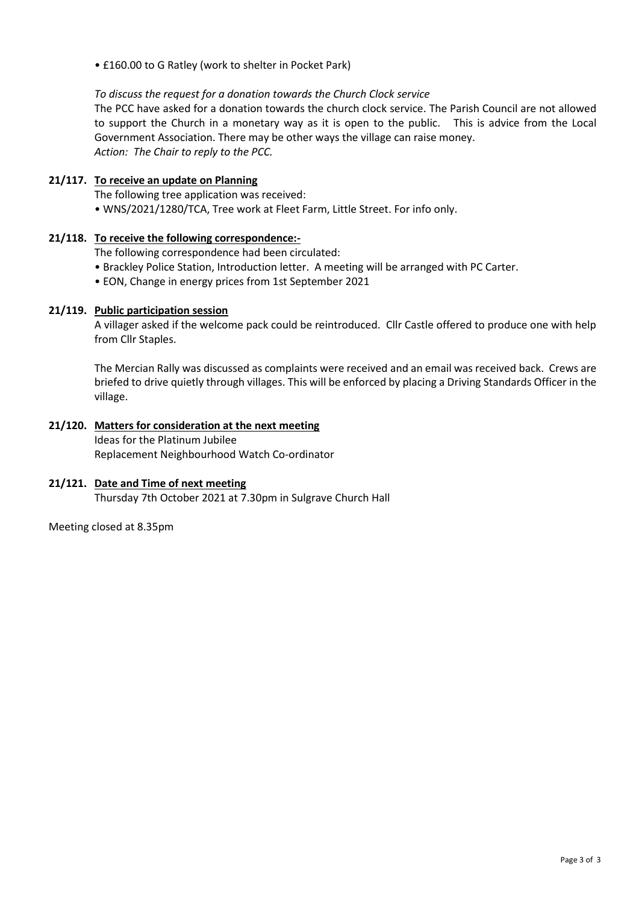- £160.00 to G Ratley (work to shelter in Pocket Park)

*To discuss the request for a donation towards the Church Clock service*

The PCC have asked for a donation towards the church clock service. The Parish Council are not allowed to support the Church in a monetary way as it is open to the public. This is advice from the Local Government Association. There may be other ways the village can raise money.

*Action: The Chair to reply to the PCC.*

**21/117. To receive an update on Planning**

The following tree application was received:

- WNS/2021/1280/TCA, Tree work at Fleet Farm, Little Street. For info only.

**21/118. To receive the following correspondence:-**

The following correspondence had been circulated:

- Brackley Police Station, Introduction letter. A meeting will be arranged with PC Carter.
- EON, Change in energy prices from 1st September 2021

**21/119. Public participation session**

A villager asked if the welcome pack could be reintroduced. Cllr Castle offered to produce one with help from Cllr Staples.

The Mercian Rally was discussed as complaints were received and an email was received back. Crews are briefed to drive quietly through villages. This will be enforced by placing a Driving Standards Officer in the village.

**21/120. Matters for consideration at the next meeting**

Ideas for the Platinum Jubilee

Replacement Neighbourhood Watch Co-ordinator

**21/121. Date and Time of next meeting**

Thursday 7th October 2021 at 7.30pm in Sulgrave Church Hall

Meeting closed at 8.35pm